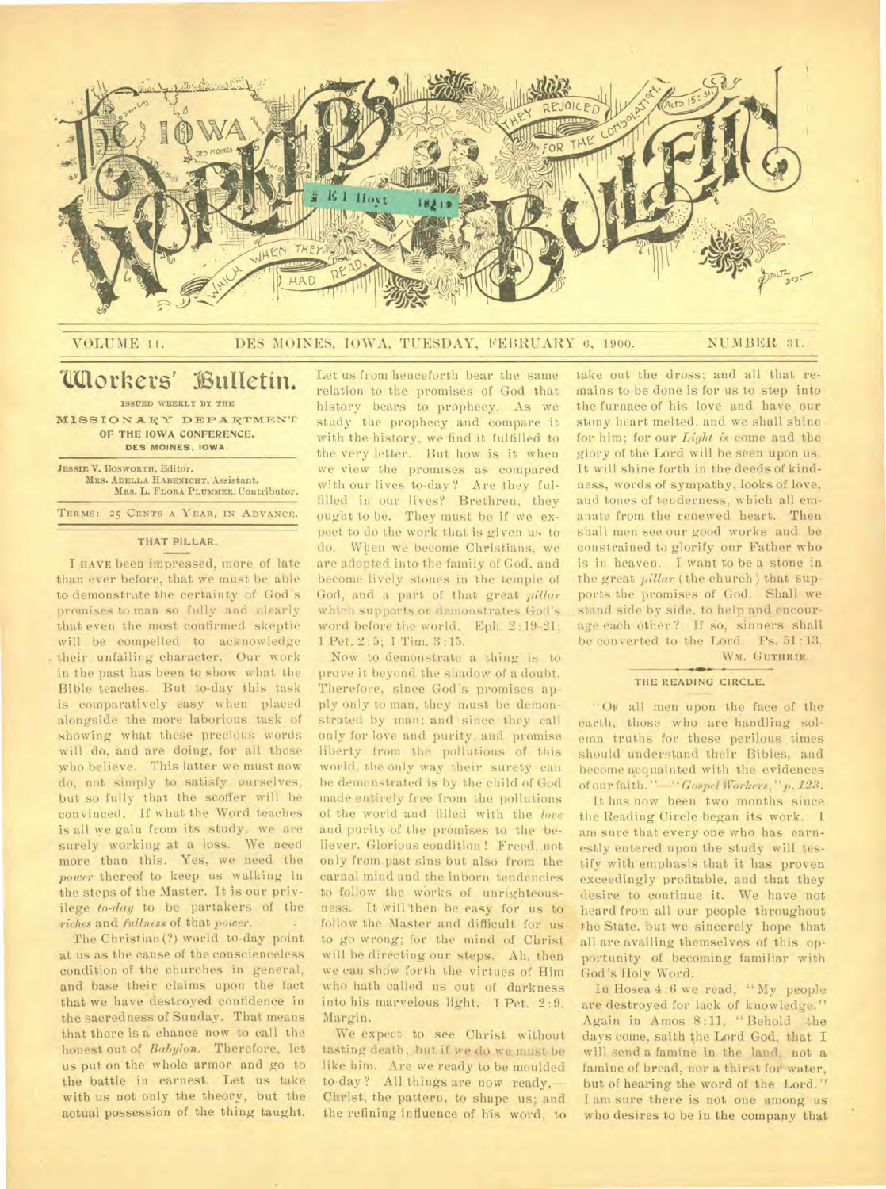# The Iowa Workers' Bulletin

VOLUME 11. DES MOINES, IOWA, TUESDAY, FEBRUARY 6, 1900. NUMBER 31.

## Workers' Bulletin.

ISSUED WEEKLY BY THE

MISSIONARY DEPARTMENT OF THE IOWA CONFERENCE, DES MOINES, IOWA.

JESSIE V. BOSWORTH, Editor.
MRS. ADELLA HABENICHT, Assistant.
MRS. L. FLORA PLUMMER, Contributor.

TERMS: 25 CENTS A YEAR, IN ADVANCE.

### THAT PILLAR.

I HAVE been impressed, more of late than ever before, that we must be able to demonstrate the certainty of God's promises to man so fully and clearly that even the most confirmed skeptic will be compelled to acknowledge their unfailing character. Our work in the past has been to show what the Bible teaches. But to-day this task is comparatively easy when placed alongside the more laborious task of showing what these precious words will do, and are doing, for all those who believe. This latter we must now do, not simply to satisfy ourselves, but so fully that the scoffer will be convinced. If what the Word teaches is all we gain from its study, we are surely working at a loss. We need more than this. Yes, we need the *power* thereof to keep us walking in the steps of the Master. It is our privilege *to-day* to be partakers of the *riches* and *fullness* of that *power*.

The Christian(?) world to-day point at us as the cause of the conscienceless condition of the churches in general, and base their claims upon the fact that we have destroyed confidence in the sacredness of Sunday. That means that there is a chance now to call the honest out of *Babylon*. Therefore, let us put on the whole armor and go to the battle in earnest. Let us take with us not only the theory, but the actual possession of the thing taught. Let us from henceforth bear the same relation to the promises of God that history bears to prophecy. As we study the prophecy and compare it with the history, we find it fulfilled to the very letter. But how is it when we view the promises as compared with our lives to-day? Are they fulfilled in our lives? Brethren, they ought to be. They must be if we expect to do the work that is given us to do. When we become Christians, we are adopted into the family of God, and become lively stones in the temple of God, and a part of that great *pillar* which supports or demonstrates God's word before the world. Eph. 2:19-21; 1 Pet. 2:5; 1 Tim. 3:15.

Now to demonstrate a thing is to prove it beyond the shadow of a doubt. Therefore, since God's promises apply only to man, they must be demonstrated by man; and since they call only for love and purity, and promise liberty from the pollutions of this world, the only way their surety can be demonstrated is by the child of God made entirely free from the pollutions of the world and filled with the *love* and purity of the promises to the believer. Glorious condition! Freed, not only from past sins but also from the carnal mind and the inborn tendencies to follow the works of unrighteousness. It will then be easy for us to follow the Master and difficult for us to go wrong; for the mind of Christ will be directing our steps. Ah, then we can show forth the virtues of Him who hath called us out of darkness into his marvelous light. 1 Pet. 2:9. Margin.

We expect to see Christ without tasting death; but if we do we must be like him. Are we ready to be moulded to-day? All things are now ready,— Christ, the pattern, to shape us; and the refining influence of his word, to take out the dross; and all that remains to be done is for us to step into the furnace of his love and have our stony heart melted, and we shall shine for him; for our *Light is* come and the glory of the Lord will be seen upon us. It will shine forth in the deeds of kindness, words of sympathy, looks of love, and tones of tenderness, which all emanate from the renewed heart. Then shall men see our good works and be constrained to glorify our Father who is in heaven. I want to be a stone in the great *pillar* (the church) that supports the promises of God. Shall we stand side by side, to help and encourage each other? If so, sinners shall be converted to the Lord. Ps. 51:13.

WM. GUTHRIE.

### THE READING CIRCLE.

"OF all men upon the face of the earth, those who are handling solemn truths for these perilous times should understand their Bibles, and become acquainted with the evidences of our faith."—"*Gospel Workers,*" *p. 123.*

It has now been two months since the Reading Circle began its work. I am sure that every one who has earnestly entered upon the study will testify with emphasis that it has proven exceedingly profitable, and that they desire to continue it. We have not heard from all our people throughout the State, but we sincerely hope that all are availing themselves of this opportunity of becoming familiar with God's Holy Word.

In Hosea 4:6 we read, "My people are destroyed for lack of knowledge." Again in Amos 8:11, "Behold the days come, saith the Lord God, that I will send a famine in the land, not a famine of bread, nor a thirst for water, but of hearing the word of the Lord." I am sure there is not one among us who desires to be in the company that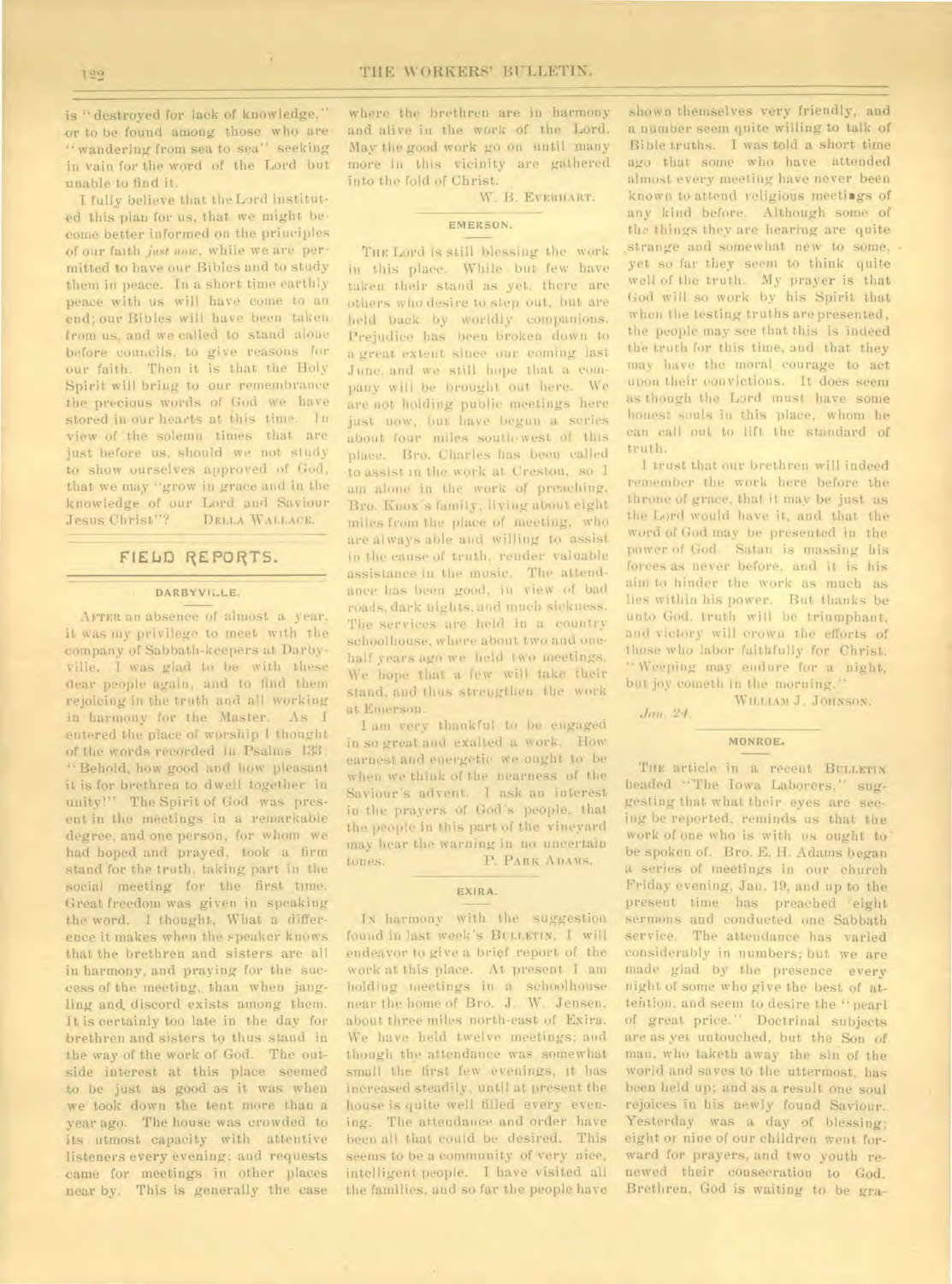is "destroyed for lack of knowledge," or to be found among those who are "wandering from sea to sea" seeking in vain for the word of the Lord but unable to find it.

I fully believe that the Lord instituted this plan for us, that we might become better informed on the principles of our faith *just now*, while we are permitted to have our Bibles and to study them in peace. In a short time earthly peace with us will have come to an end; our Bibles will have been taken from us, and we called to stand alone before councils, to give reasons for our faith. Then it is that the Holy Spirit will bring to our remembrance the precious words of God we have stored in our hearts at this time. In view of the solemn times that are just before us, should we not study to show ourselves approved of God, that we may "grow in grace and in the knowledge of our Lord and Saviour Jesus Christ"?

DELLA WALLACE.

## FIELD REPORTS.

### DARBYVILLE.

AFTER an absence of almost a year, it was my privilege to meet with the company of Sabbath-keepers at Darbyville. I was glad to be with these dear people again, and to find them rejoicing in the truth and all working in harmony for the Master. As I entered the place of worship I thought of the words recorded in Psalms 133: "Behold, how good and how pleasant it is for brethren to dwell together in unity!" The Spirit of God was present in the meetings in a remarkable degree, and one person, for whom we had hoped and prayed, took a firm stand for the truth, taking part in the social meeting for the first time. Great freedom was given in speaking the word. I thought, What a difference it makes when the speaker knows that the brethren and sisters are all in harmony, and praying for the success of the meeting, than when jangling and discord exists among them. It is certainly too late in the day for brethren and sisters to thus stand in the way of the work of God. The outside interest at this place seemed to be just as good as it was when we took down the tent more than a year ago. The house was crowded to its utmost capacity with attentive listeners every evening; and requests came for meetings in other places near by. This is generally the case where the brethren are in harmony and alive in the work of the Lord. May the good work go on until many more in this vicinity are gathered into the fold of Christ.

W. B. EVERHART.

### EMERSON.

THE Lord is still blessing the work in this place. While but few have taken their stand as yet, there are others who desire to step out, but are held back by worldly companions. Prejudice has been broken down to a great extent since our coming last June, and we still hope that a company will be brought out here. We are not holding public meetings here just now, but have begun a series about four miles south-west of this place. Bro. Charles has been called to assist in the work at Creston, so I am alone in the work of preaching. Bro. Knox's family, living about eight miles from the place of meeting, who are always able and willing to assist in the cause of truth, render valuable assistance in the music. The attendance has been good, in view of bad roads, dark nights, and much sickness. The services are held in a country schoolhouse, where about two and one-half years ago we held two meetings. We hope that a few will take their stand, and thus strengthen the work at Emerson.

I am very thankful to be engaged in so great and exalted a work. How earnest and energetic we ought to be when we think of the nearness of the Saviour's advent. I ask an interest in the prayers of God's people, that the people in this part of the vineyard may hear the warning in no uncertain tones.

P. PARK ADAMS.

### EXIRA.

IN harmony with the suggestion found in last week's BULLETIN, I will endeavor to give a brief report of the work at this place. At present I am holding meetings in a schoolhouse near the home of Bro. J. W. Jensen, about three miles north-east of Exira. We have held twelve meetings; and though the attendance was somewhat small the first few evenings, it has increased steadily, until at present the house is quite well filled every evening. The attendance and order have been all that could be desired. This seems to be a community of very nice, intelligent people. I have visited all the families, and so far the people have shown themselves very friendly, and a number seem quite willing to talk of Bible truths. I was told a short time ago that some who have attended almost every meeting have never been known to attend religious meetings of any kind before. Although some of the things they are hearing are quite strange and somewhat new to some, yet so far they seem to think quite well of the truth. My prayer is that God will so work by his Spirit that when the testing truths are presented, the people may see that this is indeed the truth for this time, and that they may have the moral courage to act upon their convictions. It does seem as though the Lord must have some honest souls in this place, whom he can call out to lift the standard of truth.

I trust that our brethren will indeed remember the work here before the throne of grace, that it may be just as the Lord would have it, and that the word of God may be presented in the power of God. Satan is massing his forces as never before, and it is his aim to hinder the work as much as lies within his power. But thanks be unto God, truth will be triumphant, and victory will crown the efforts of those who labor faithfully for Christ. "Weeping may endure for a night, but joy cometh in the morning."

WILLIAM J. JOHNSON.

*Jan. 24.*

### MONROE.

THE article in a recent BULLETIN headed "The Iowa Laborers," suggesting that what their eyes are seeing be reported, reminds us that the work of one who is with us ought to be spoken of. Bro. E. H. Adams began a series of meetings in our church Friday evening, Jan. 19, and up to the present time has preached eight sermons and conducted one Sabbath service. The attendance has varied considerably in numbers; but we are made glad by the presence every night of some who give the best of attention, and seem to desire the "pearl of great price." Doctrinal subjects are as yet untouched, but the Son of man, who taketh away the sin of the world and saves to the uttermost, has been held up; and as a result one soul rejoices in his newly found Saviour. Yesterday was a day of blessing; eight or nine of our children went forward for prayers, and two youth renewed their consecration to God. Brethren, God is waiting to be gra-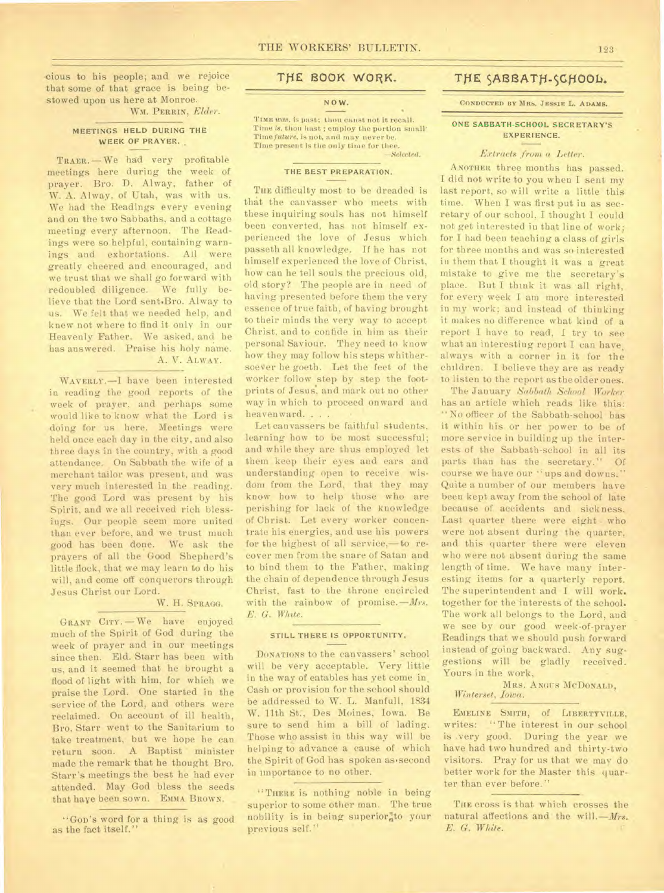cious to his people; and we rejoice that some of that grace is being bestowed upon us here at Monroe.

WM. PERRIN, *Elder*.

### MEETINGS HELD DURING THE WEEK OF PRAYER.

TRAER.—We had very profitable meetings here during the week of prayer. Bro. D. Alway, father of W. A. Alway, of Utah, was with us. We had the Readings every evening and on the two Sabbaths, and a cottage meeting every afternoon. The Readings were so helpful, containing warnings and exhortations. All were greatly cheered and encouraged, and we trust that we shall go forward with redoubled diligence. We fully believe that the Lord sent Bro. Alway to us. We felt that we needed help, and knew not where to find it only in our Heavenly Father. We asked, and he has answered. Praise his holy name.

A. V. ALWAY.

WAVERLY.—I have been interested in reading the good reports of the week of prayer, and perhaps some would like to know what the Lord is doing for us here. Meetings were held once each day in the city, and also three days in the country, with a good attendance. On Sabbath the wife of a merchant tailor was present, and was very much interested in the reading. The good Lord was present by his Spirit, and we all received rich blessings. Our people seem more united than ever before, and we trust much good has been done. We ask the prayers of all the Good Shepherd's little flock, that we may learn to do his will, and come off conquerors through Jesus Christ our Lord.

W. H. SPRAGG.

GRANT CITY.—We have enjoyed much of the Spirit of God during the week of prayer and in our meetings since then. Eld. Starr has been with us, and it seemed that he brought a flood of light with him, for which we praise the Lord. One started in the service of the Lord, and others were reclaimed. On account of ill health, Bro. Starr went to the Sanitarium to take treatment, but we hope he can return soon. A Baptist minister made the remark that he thought Bro. Starr's meetings the best he had ever attended. May God bless the seeds that have been sown.

EMMA BROWN.

"GOD'S word for a thing is as good as the fact itself."

## THE BOOK WORK.

### NOW.

TIME *was*, is past; thou canst not it recall.  
Time *is*, thou hast; employ the portion small.  
Time *future*, is not, and may never be.  
Time present is the only time for thee.

—*Selected*.

### THE BEST PREPARATION.

THE difficulty most to be dreaded is that the canvasser who meets with these inquiring souls has not himself been converted, has not himself experienced the love of Jesus which passeth all knowledge. If he has not himself experienced the love of Christ, how can he tell souls the precious old, old story? The people are in need of having presented before them the very essence of true faith, of having brought to their minds the very way to accept Christ, and to confide in him as their personal Saviour. They need to know how they may follow his steps whithersoever he goeth. Let the feet of the worker follow step by step the footprints of Jesus, and mark out no other way in which to proceed onward and heavenward. . . .

Let canvassers be faithful students, learning how to be most successful; and while they are thus employed let them keep their eyes and ears and understanding open to receive wisdom from the Lord, that they may know how to help those who are perishing for lack of the knowledge of Christ. Let every worker concentrate his energies, and use his powers for the highest of all service,—to recover men from the snare of Satan and to bind them to the Father, making the chain of dependence through Jesus Christ, fast to the throne encircled with the rainbow of promise.—*Mrs. E. G. White*.

### STILL THERE IS OPPORTUNITY.

DONATIONS to the canvassers' school will be very acceptable. Very little in the way of eatables has yet come in. Cash or provision for the school should be addressed to W. L. Manfull, 1834 W. 11th St., Des Moines, Iowa. Be sure to send him a bill of lading. Those who assist in this way will be helping to advance a cause of which the Spirit of God has spoken as second in importance to no other.

"THERE is nothing noble in being superior to some other man. The true nobility is in being superior to your previous self."

## THE SABBATH-SCHOOL.

CONDUCTED BY MRS. JESSIE L. ADAMS.

### ONE SABBATH-SCHOOL SECRETARY'S EXPERIENCE.

*Extracts from a Letter.*

ANOTHER three months has passed. I did not write to you when I sent my last report, so will write a little this time. When I was first put in as secretary of our school, I thought I could not get interested in that line of work; for I had been teaching a class of girls for three months and was so interested in them that I thought it was a great mistake to give me the secretary's place. But I think it was all right, for every week I am more interested in my work; and instead of thinking it makes no difference what kind of a report I have to read, I try to see what an interesting report I can have, always with a corner in it for the children. I believe they are as ready to listen to the report as the older ones.

The January *Sabbath School Worker* has an article which reads like this: "No officer of the Sabbath-school has it within his or her power to be of more service in building up the interests of the Sabbath-school in all its parts than has the secretary." Of course we have our "ups and downs." Quite a number of our members have been kept away from the school of late because of accidents and sickness. Last quarter there were eight who were not absent during the quarter, and this quarter there were eleven who were not absent during the same length of time. We have many interesting items for a quarterly report. The superintendent and I will work together for the interests of the school. The work all belongs to the Lord, and we see by our good week-of-prayer Readings that we should push forward instead of going backward. Any suggestions will be gladly received. Yours in the work,

MRS. ANGUS MCDONALD,  
*Winterset, Iowa.*

EMELINE SMITH, of LIBERTYVILLE, writes: "The interest in our school is very good. During the year we have had two hundred and thirty-two visitors. Pray for us that we may do better work for the Master this quarter than ever before."

THE cross is that which crosses the natural affections and the will.—*Mrs. E. G. White*.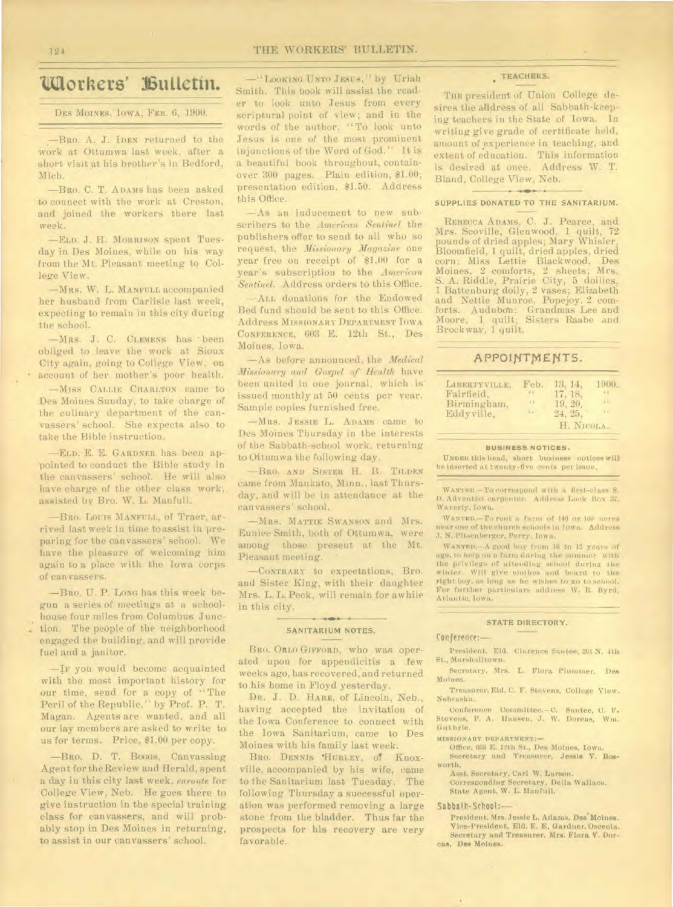# Workers' Bulletin.

DES MOINES, IOWA, FEB. 6, 1900.

—BRO. A. J. IDEN returned to the work at Ottumwa last week, after a short visit at his brother's in Bedford, Mich.

—BRO. C. T. ADAMS has been asked to connect with the work at Creston, and joined the workers there last week.

—ELD. J. H. MORRISON spent Tuesday in Des Moines, while on his way from the Mt. Pleasant meeting to College View.

—MRS. W. L. MANFULL accompanied her husband from Carlisle last week, expecting to remain in this city during the school.

—MRS. J. C. CLEMENS has been obliged to leave the work at Sioux City again, going to College View, on account of her mother's poor health.

—MISS CALLIE CHARLTON came to Des Moines Sunday, to take charge of the culinary department of the canvassers' school. She expects also to take the Bible instruction.

—ELD. E. E. GARDNER has been appointed to conduct the Bible study in the canvassers' school. He will also have charge of the other class work, assisted by Bro. W. L. Manfull.

—BRO. LOUIS MANFULL, of Traer, arrived last week in time to assist in preparing for the canvassers' school. We have the pleasure of welcoming him again to a place with the Iowa corps of canvassers.

—BRO. U. P. LONG has this week begun a series of meetings at a schoolhouse four miles from Columbus Junction. The people of the neighborhood engaged the building, and will provide fuel and a janitor.

—IF you would become acquainted with the most important history for our time, send for a copy of "The Peril of the Republic," by Prof. P. T. Magan. Agents are wanted, and all our lay members are asked to write to us for terms. Price, $1.00 per copy.

—BRO. D. T. BOGGS, Canvassing Agent for the Review and Herald, spent a day in this city last week, *en route* for College View, Neb. He goes there to give instruction in the special training class for canvassers, and will probably stop in Des Moines in returning, to assist in our canvassers' school.

—"LOOKING UNTO JESUS," by Uriah Smith. This book will assist the reader to look unto Jesus from every scriptural point of view; and in the words of the author, "To look unto Jesus is one of the most prominent injunctions of the Word of God." It is a beautiful book throughout, containing over 300 pages. Plain edition, $1.00; presentation edition, $1.50. Address this Office.

—As an inducement to new subscribers to the *American Sentinel* the publishers offer to send to all who so request, the *Missionary Magazine* one year free on receipt of $1.00 for a year's subscription to the *American Sentinel*. Address orders to this Office.

—ALL donations for the Endowed Bed fund should be sent to this Office. Address MISSIONARY DEPARTMENT IOWA CONFERENCE, 603 E. 12th St., Des Moines, Iowa.

—As before announced, the *Medical Missionary and Gospel of Health* have been united in one journal, which is issued monthly at 50 cents per year. Sample copies furnished free.

—MRS. JESSIE L. ADAMS came to Des Moines Thursday in the interests of the Sabbath-school work, returning to Ottumwa the following day.

—BRO. AND SISTER H. B. TILDEN came from Mankato, Minn., last Thursday, and will be in attendance at the canvassers' school.

—MRS. MATTIE SWANSON and Mrs. Eunice Smith, both of Ottumwa, were among those present at the Mt. Pleasant meeting.

—CONTRARY to expectations, Bro. and Sister King, with their daughter Mrs. L. L. Peck, will remain for awhile in this city.

### SANITARIUM NOTES.

BRO. ORLO GIFFORD, who was operated upon for appendicitis a few weeks ago, has recovered, and returned to his home in Floyd yesterday.

DR. J. D. HARE, of Lincoln, Neb., having accepted the invitation of the Iowa Conference to connect with the Iowa Sanitarium, came to Des Moines with his family last week.

BRO. DENNIS HURLEY, of Knoxville, accompanied by his wife, came to the Sanitarium last Tuesday. The following Thursday a successful operation was performed removing a large stone from the bladder. Thus far the prospects for his recovery are very favorable.

### TEACHERS.

THE president of Union College desires the address of all Sabbath-keeping teachers in the State of Iowa. In writing give grade of certificate held, amount of experience in teaching, and extent of education. This information is desired at once. Address W. T. Bland, College View, Neb.

### SUPPLIES DONATED TO THE SANITARIUM.

REBECCA ADAMS, C. J. Pearce, and Mrs. Scoville, Glenwood, 1 quilt, 72 pounds of dried apples; Mary Whisler, Bloomfield, 1 quilt, dried apples, dried corn; Miss Lettie Blackwood, Des Moines, 2 comforts, 2 sheets; Mrs. S. A. Riddle, Prairie City, 5 doilies, 1 Battenburg doily, 2 vases; Elizabeth and Nettie Munroe, Popejoy, 2 comforts. Audubon: Grandmas Lee and Moore, 1 quilt; Sisters Raabe and Brockway, 1 quilt.

## APPOINTMENTS.

| | | | |
|---|---|---|---|
| LIBERTYVILLE, | Feb. | 13, 14, | 1900. |
| Fairfield, | " | 17, 18, | " |
| Birmingham, | " | 19, 20, | " |
| Eddyville, | " | 24, 25, | " |

H. NICOLA.

### BUSINESS NOTICES.

UNDER this head, short business notices will be inserted at twenty-five cents per issue.

WANTED.—To correspond with a first-class S. D. Adventist carpenter. Address Lock Box 37, Waverly, Iowa.

WANTED.—To rent a farm of 140 or 160 acres near one of the church schools in Iowa. Address J. N. Pitsenberger, Perry, Iowa.

WANTED.—A good boy from 10 to 12 years of age, to help on a farm during the summer with the privilege of attending school during the winter. Will give clothes and board to the right boy, as long as he wishes to go to school. For further particulars address W. R. Byrd, Atlantic, Iowa.

### STATE DIRECTORY.

**Conference:—**

President, Eld. Clarence Santee, 201 N. 4th St., Marshalltown.

Secretary, Mrs. L. Flora Plummer, Des Moines.

Treasurer, Eld. C. F. Stevens, College View, Nebraska.

Conference Committee.—C. Santee, C. F. Stevens, P. A. Hansen, J. W. Dorcas, Wm. Guthrie.

MISSIONARY DEPARTMENT:—

Office, 603 E. 12th St., Des Moines, Iowa.

Secretary and Treasurer, Jessie V. Bosworth.

Asst. Secretary, Carl W. Larson.

Corresponding Secretary, Della Wallace.

State Agent, W. L. Manfull.

**Sabbath-School:—**

President, Mrs. Jessie L. Adams, Des Moines.

Vice-President, Eld. E. E. Gardner, Osceola.

Secretary and Treasurer, Mrs. Flora V. Dorcas, Des Moines.